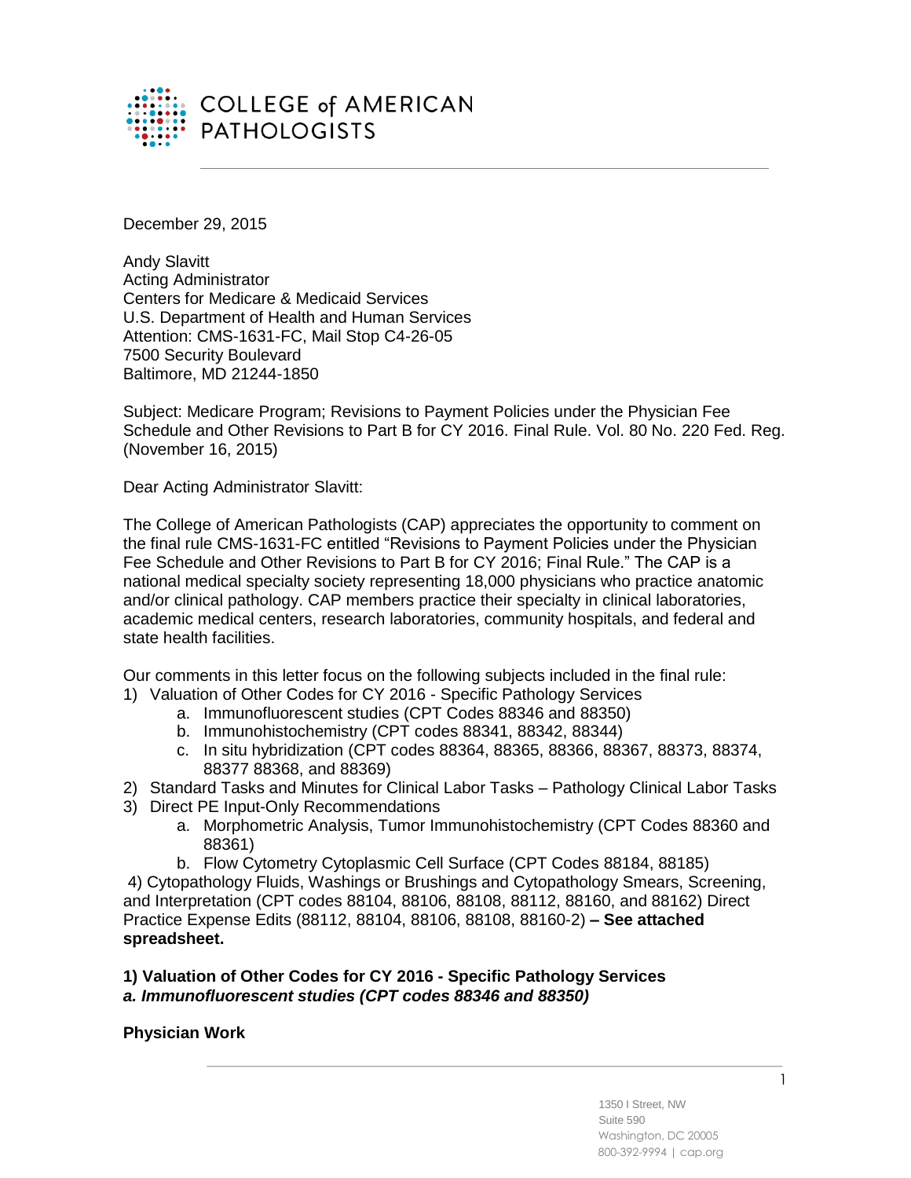COLLEGE of AMERICAN PATHOLOGISTS

December 29, 2015

Andy Slavitt
Acting Administrator
Centers for Medicare & Medicaid Services
U.S. Department of Health and Human Services
Attention: CMS-1631-FC, Mail Stop C4-26-05
7500 Security Boulevard
Baltimore, MD 21244-1850

Subject: Medicare Program; Revisions to Payment Policies under the Physician Fee Schedule and Other Revisions to Part B for CY 2016. Final Rule. Vol. 80 No. 220 Fed. Reg. (November 16, 2015)

Dear Acting Administrator Slavitt:

The College of American Pathologists (CAP) appreciates the opportunity to comment on the final rule CMS-1631-FC entitled "Revisions to Payment Policies under the Physician Fee Schedule and Other Revisions to Part B for CY 2016; Final Rule." The CAP is a national medical specialty society representing 18,000 physicians who practice anatomic and/or clinical pathology. CAP members practice their specialty in clinical laboratories, academic medical centers, research laboratories, community hospitals, and federal and state health facilities.

Our comments in this letter focus on the following subjects included in the final rule:

1) Valuation of Other Codes for CY 2016 - Specific Pathology Services
    a. Immunofluorescent studies (CPT Codes 88346 and 88350)
    b. Immunohistochemistry (CPT codes 88341, 88342, 88344)
    c. In situ hybridization (CPT codes 88364, 88365, 88366, 88367, 88373, 88374, 88377 88368, and 88369)
2) Standard Tasks and Minutes for Clinical Labor Tasks – Pathology Clinical Labor Tasks
3) Direct PE Input-Only Recommendations
    a. Morphometric Analysis, Tumor Immunohistochemistry (CPT Codes 88360 and 88361)
    b. Flow Cytometry Cytoplasmic Cell Surface (CPT Codes 88184, 88185)

4) Cytopathology Fluids, Washings or Brushings and Cytopathology Smears, Screening, and Interpretation (CPT codes 88104, 88106, 88108, 88112, 88160, and 88162) Direct Practice Expense Edits (88112, 88104, 88106, 88108, 88160-2) **– See attached spreadsheet.**

**1) Valuation of Other Codes for CY 2016 - Specific Pathology Services**
***a. Immunofluorescent studies (CPT codes 88346 and 88350)***

**Physician Work**

1350 I Street, NW
Suite 590
Washington, DC 20005
800-392-9994 | cap.org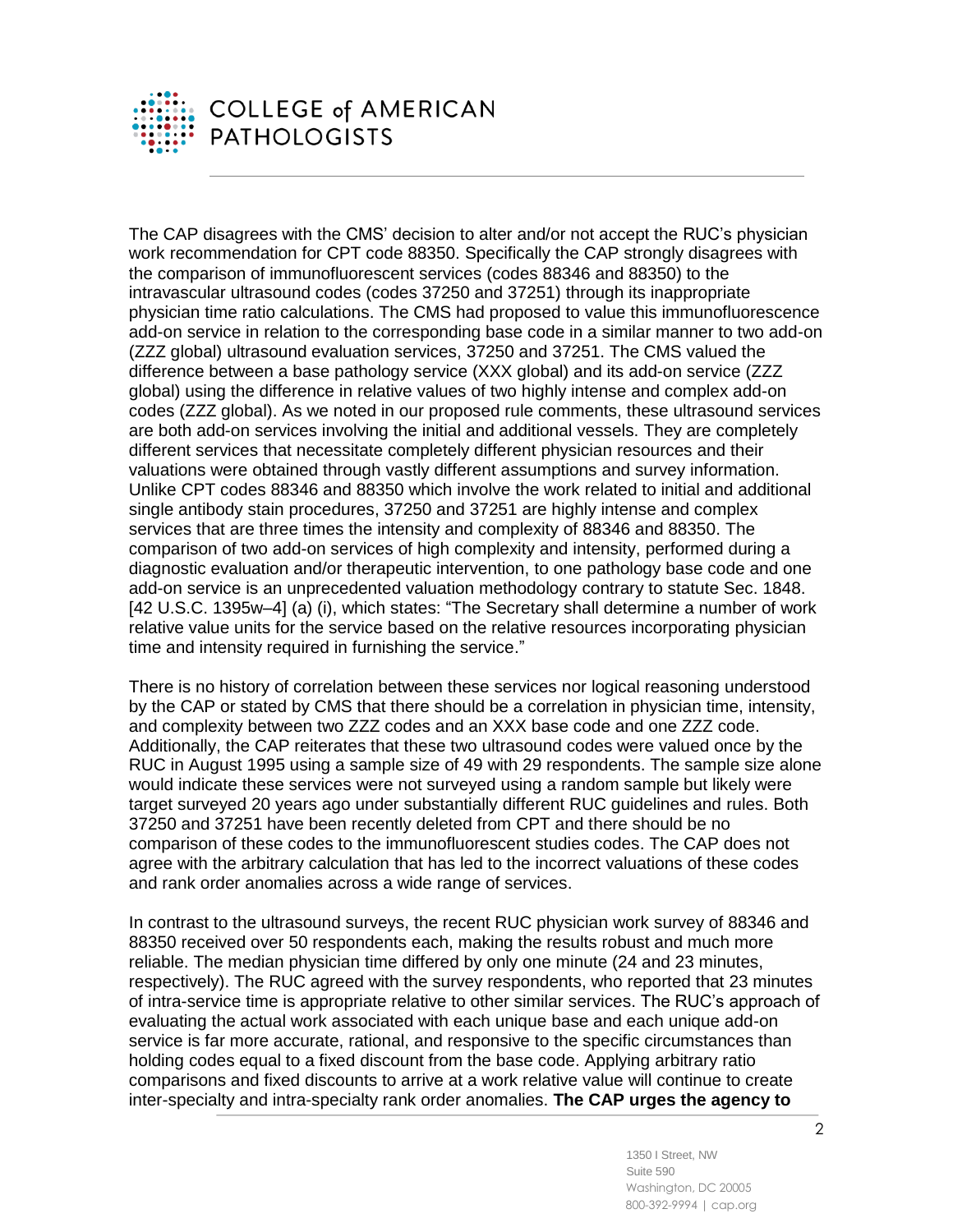The CAP disagrees with the CMS' decision to alter and/or not accept the RUC's physician work recommendation for CPT code 88350. Specifically the CAP strongly disagrees with the comparison of immunofluorescent services (codes 88346 and 88350) to the intravascular ultrasound codes (codes 37250 and 37251) through its inappropriate physician time ratio calculations. The CMS had proposed to value this immunofluorescence add-on service in relation to the corresponding base code in a similar manner to two add-on (ZZZ global) ultrasound evaluation services, 37250 and 37251. The CMS valued the difference between a base pathology service (XXX global) and its add-on service (ZZZ global) using the difference in relative values of two highly intense and complex add-on codes (ZZZ global). As we noted in our proposed rule comments, these ultrasound services are both add-on services involving the initial and additional vessels. They are completely different services that necessitate completely different physician resources and their valuations were obtained through vastly different assumptions and survey information. Unlike CPT codes 88346 and 88350 which involve the work related to initial and additional single antibody stain procedures, 37250 and 37251 are highly intense and complex services that are three times the intensity and complexity of 88346 and 88350. The comparison of two add-on services of high complexity and intensity, performed during a diagnostic evaluation and/or therapeutic intervention, to one pathology base code and one add-on service is an unprecedented valuation methodology contrary to statute Sec. 1848. [42 U.S.C. 1395w–4] (a) (i), which states: "The Secretary shall determine a number of work relative value units for the service based on the relative resources incorporating physician time and intensity required in furnishing the service."

There is no history of correlation between these services nor logical reasoning understood by the CAP or stated by CMS that there should be a correlation in physician time, intensity, and complexity between two ZZZ codes and an XXX base code and one ZZZ code. Additionally, the CAP reiterates that these two ultrasound codes were valued once by the RUC in August 1995 using a sample size of 49 with 29 respondents. The sample size alone would indicate these services were not surveyed using a random sample but likely were target surveyed 20 years ago under substantially different RUC guidelines and rules. Both 37250 and 37251 have been recently deleted from CPT and there should be no comparison of these codes to the immunofluorescent studies codes. The CAP does not agree with the arbitrary calculation that has led to the incorrect valuations of these codes and rank order anomalies across a wide range of services.

In contrast to the ultrasound surveys, the recent RUC physician work survey of 88346 and 88350 received over 50 respondents each, making the results robust and much more reliable. The median physician time differed by only one minute (24 and 23 minutes, respectively). The RUC agreed with the survey respondents, who reported that 23 minutes of intra-service time is appropriate relative to other similar services. The RUC's approach of evaluating the actual work associated with each unique base and each unique add-on service is far more accurate, rational, and responsive to the specific circumstances than holding codes equal to a fixed discount from the base code. Applying arbitrary ratio comparisons and fixed discounts to arrive at a work relative value will continue to create inter-specialty and intra-specialty rank order anomalies. **The CAP urges the agency to**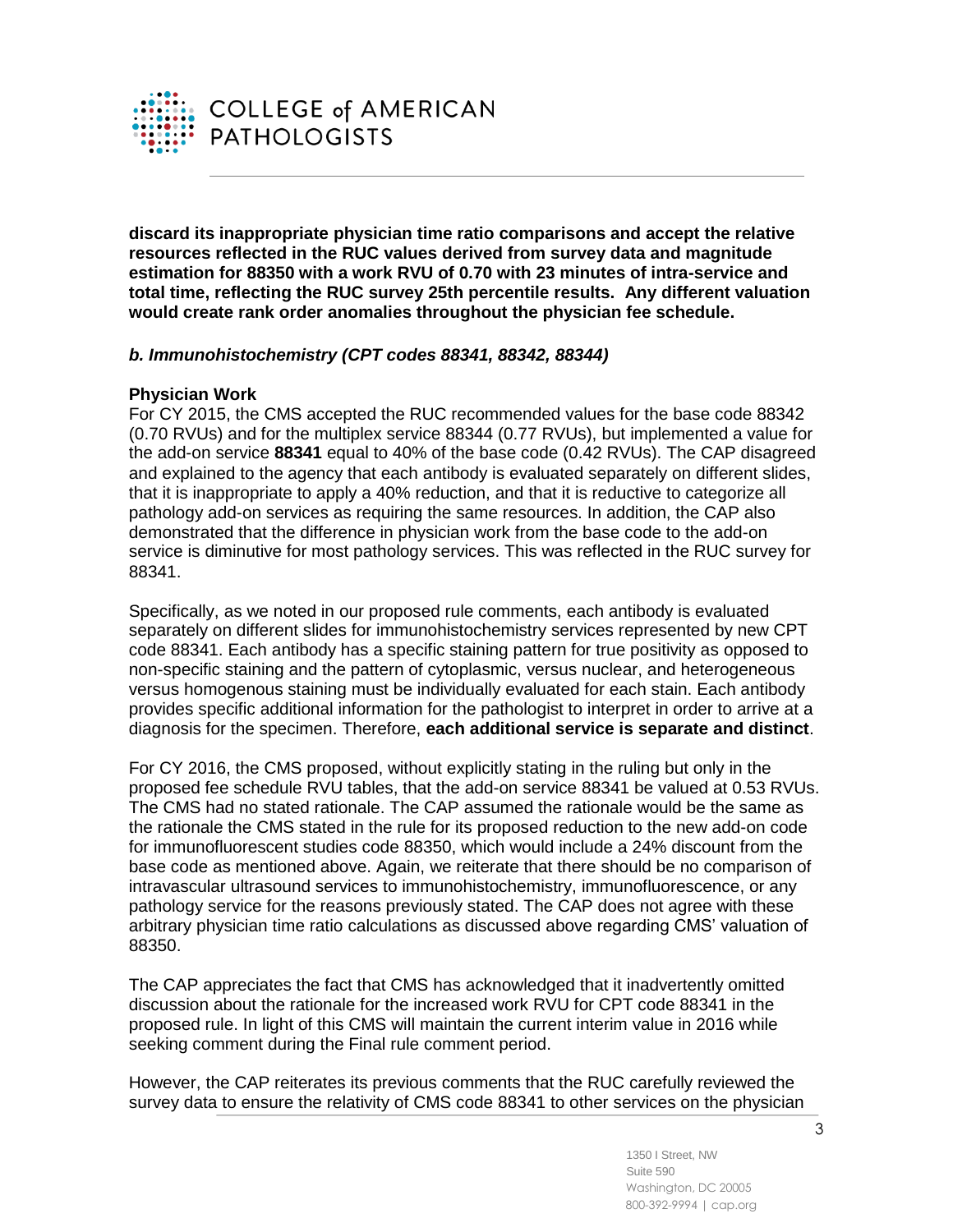**discard its inappropriate physician time ratio comparisons and accept the relative resources reflected in the RUC values derived from survey data and magnitude estimation for 88350 with a work RVU of 0.70 with 23 minutes of intra-service and total time, reflecting the RUC survey 25th percentile results. Any different valuation would create rank order anomalies throughout the physician fee schedule.**

### *b. Immunohistochemistry (CPT codes 88341, 88342, 88344)*

**Physician Work**

For CY 2015, the CMS accepted the RUC recommended values for the base code 88342 (0.70 RVUs) and for the multiplex service 88344 (0.77 RVUs), but implemented a value for the add-on service **88341** equal to 40% of the base code (0.42 RVUs). The CAP disagreed and explained to the agency that each antibody is evaluated separately on different slides, that it is inappropriate to apply a 40% reduction, and that it is reductive to categorize all pathology add-on services as requiring the same resources. In addition, the CAP also demonstrated that the difference in physician work from the base code to the add-on service is diminutive for most pathology services. This was reflected in the RUC survey for 88341.

Specifically, as we noted in our proposed rule comments, each antibody is evaluated separately on different slides for immunohistochemistry services represented by new CPT code 88341. Each antibody has a specific staining pattern for true positivity as opposed to non-specific staining and the pattern of cytoplasmic, versus nuclear, and heterogeneous versus homogenous staining must be individually evaluated for each stain. Each antibody provides specific additional information for the pathologist to interpret in order to arrive at a diagnosis for the specimen. Therefore, **each additional service is separate and distinct**.

For CY 2016, the CMS proposed, without explicitly stating in the ruling but only in the proposed fee schedule RVU tables, that the add-on service 88341 be valued at 0.53 RVUs. The CMS had no stated rationale. The CAP assumed the rationale would be the same as the rationale the CMS stated in the rule for its proposed reduction to the new add-on code for immunofluorescent studies code 88350, which would include a 24% discount from the base code as mentioned above. Again, we reiterate that there should be no comparison of intravascular ultrasound services to immunohistochemistry, immunofluorescence, or any pathology service for the reasons previously stated. The CAP does not agree with these arbitrary physician time ratio calculations as discussed above regarding CMS' valuation of 88350.

The CAP appreciates the fact that CMS has acknowledged that it inadvertently omitted discussion about the rationale for the increased work RVU for CPT code 88341 in the proposed rule. In light of this CMS will maintain the current interim value in 2016 while seeking comment during the Final rule comment period.

However, the CAP reiterates its previous comments that the RUC carefully reviewed the survey data to ensure the relativity of CMS code 88341 to other services on the physician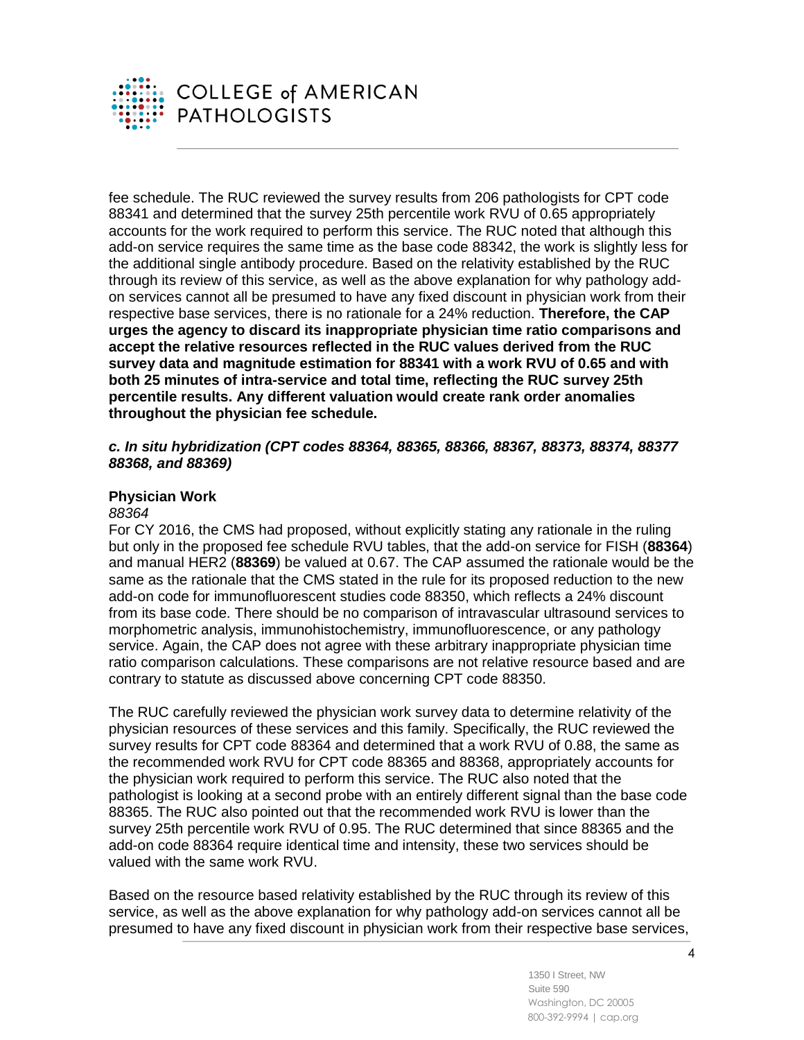fee schedule. The RUC reviewed the survey results from 206 pathologists for CPT code 88341 and determined that the survey 25th percentile work RVU of 0.65 appropriately accounts for the work required to perform this service. The RUC noted that although this add-on service requires the same time as the base code 88342, the work is slightly less for the additional single antibody procedure. Based on the relativity established by the RUC through its review of this service, as well as the above explanation for why pathology add-on services cannot all be presumed to have any fixed discount in physician work from their respective base services, there is no rationale for a 24% reduction. **Therefore, the CAP urges the agency to discard its inappropriate physician time ratio comparisons and accept the relative resources reflected in the RUC values derived from the RUC survey data and magnitude estimation for 88341 with a work RVU of 0.65 and with both 25 minutes of intra-service and total time, reflecting the RUC survey 25th percentile results. Any different valuation would create rank order anomalies throughout the physician fee schedule.**

### *c. In situ hybridization (CPT codes 88364, 88365, 88366, 88367, 88373, 88374, 88377 88368, and 88369)*

**Physician Work**

*88364*

For CY 2016, the CMS had proposed, without explicitly stating any rationale in the ruling but only in the proposed fee schedule RVU tables, that the add-on service for FISH (**88364**) and manual HER2 (**88369**) be valued at 0.67. The CAP assumed the rationale would be the same as the rationale that the CMS stated in the rule for its proposed reduction to the new add-on code for immunofluorescent studies code 88350, which reflects a 24% discount from its base code. There should be no comparison of intravascular ultrasound services to morphometric analysis, immunohistochemistry, immunofluorescence, or any pathology service. Again, the CAP does not agree with these arbitrary inappropriate physician time ratio comparison calculations. These comparisons are not relative resource based and are contrary to statute as discussed above concerning CPT code 88350.

The RUC carefully reviewed the physician work survey data to determine relativity of the physician resources of these services and this family. Specifically, the RUC reviewed the survey results for CPT code 88364 and determined that a work RVU of 0.88, the same as the recommended work RVU for CPT code 88365 and 88368, appropriately accounts for the physician work required to perform this service. The RUC also noted that the pathologist is looking at a second probe with an entirely different signal than the base code 88365. The RUC also pointed out that the recommended work RVU is lower than the survey 25th percentile work RVU of 0.95. The RUC determined that since 88365 and the add-on code 88364 require identical time and intensity, these two services should be valued with the same work RVU.

Based on the resource based relativity established by the RUC through its review of this service, as well as the above explanation for why pathology add-on services cannot all be presumed to have any fixed discount in physician work from their respective base services,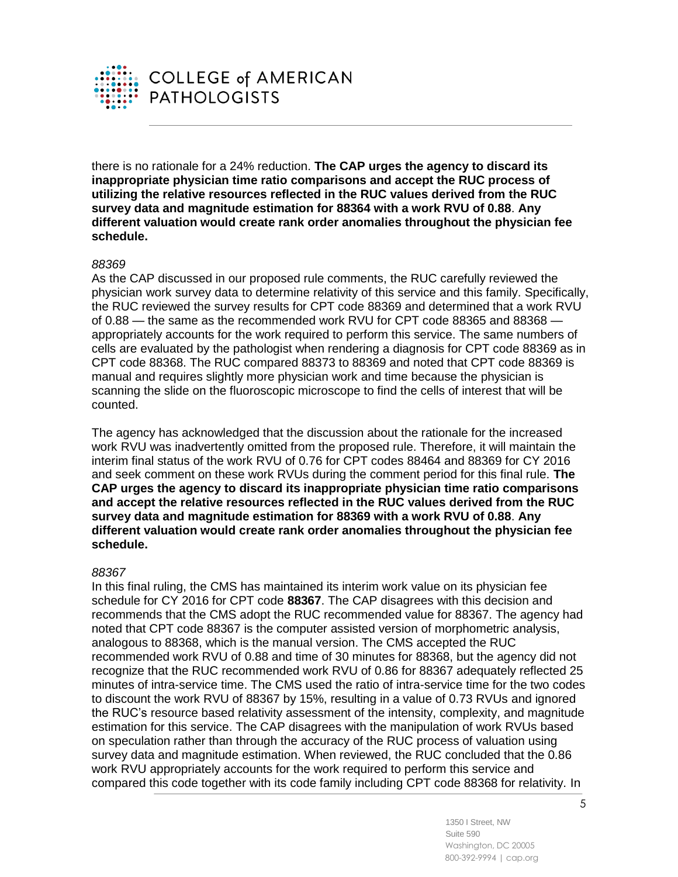there is no rationale for a 24% reduction. **The CAP urges the agency to discard its inappropriate physician time ratio comparisons and accept the RUC process of utilizing the relative resources reflected in the RUC values derived from the RUC survey data and magnitude estimation for 88364 with a work RVU of 0.88**. **Any different valuation would create rank order anomalies throughout the physician fee schedule.**

*88369*

As the CAP discussed in our proposed rule comments, the RUC carefully reviewed the physician work survey data to determine relativity of this service and this family. Specifically, the RUC reviewed the survey results for CPT code 88369 and determined that a work RVU of 0.88 — the same as the recommended work RVU for CPT code 88365 and 88368 — appropriately accounts for the work required to perform this service. The same numbers of cells are evaluated by the pathologist when rendering a diagnosis for CPT code 88369 as in CPT code 88368. The RUC compared 88373 to 88369 and noted that CPT code 88369 is manual and requires slightly more physician work and time because the physician is scanning the slide on the fluoroscopic microscope to find the cells of interest that will be counted.

The agency has acknowledged that the discussion about the rationale for the increased work RVU was inadvertently omitted from the proposed rule. Therefore, it will maintain the interim final status of the work RVU of 0.76 for CPT codes 88464 and 88369 for CY 2016 and seek comment on these work RVUs during the comment period for this final rule. **The CAP urges the agency to discard its inappropriate physician time ratio comparisons and accept the relative resources reflected in the RUC values derived from the RUC survey data and magnitude estimation for 88369 with a work RVU of 0.88**. **Any different valuation would create rank order anomalies throughout the physician fee schedule.**

*88367*

In this final ruling, the CMS has maintained its interim work value on its physician fee schedule for CY 2016 for CPT code **88367**. The CAP disagrees with this decision and recommends that the CMS adopt the RUC recommended value for 88367. The agency had noted that CPT code 88367 is the computer assisted version of morphometric analysis, analogous to 88368, which is the manual version. The CMS accepted the RUC recommended work RVU of 0.88 and time of 30 minutes for 88368, but the agency did not recognize that the RUC recommended work RVU of 0.86 for 88367 adequately reflected 25 minutes of intra-service time. The CMS used the ratio of intra-service time for the two codes to discount the work RVU of 88367 by 15%, resulting in a value of 0.73 RVUs and ignored the RUC's resource based relativity assessment of the intensity, complexity, and magnitude estimation for this service. The CAP disagrees with the manipulation of work RVUs based on speculation rather than through the accuracy of the RUC process of valuation using survey data and magnitude estimation. When reviewed, the RUC concluded that the 0.86 work RVU appropriately accounts for the work required to perform this service and compared this code together with its code family including CPT code 88368 for relativity. In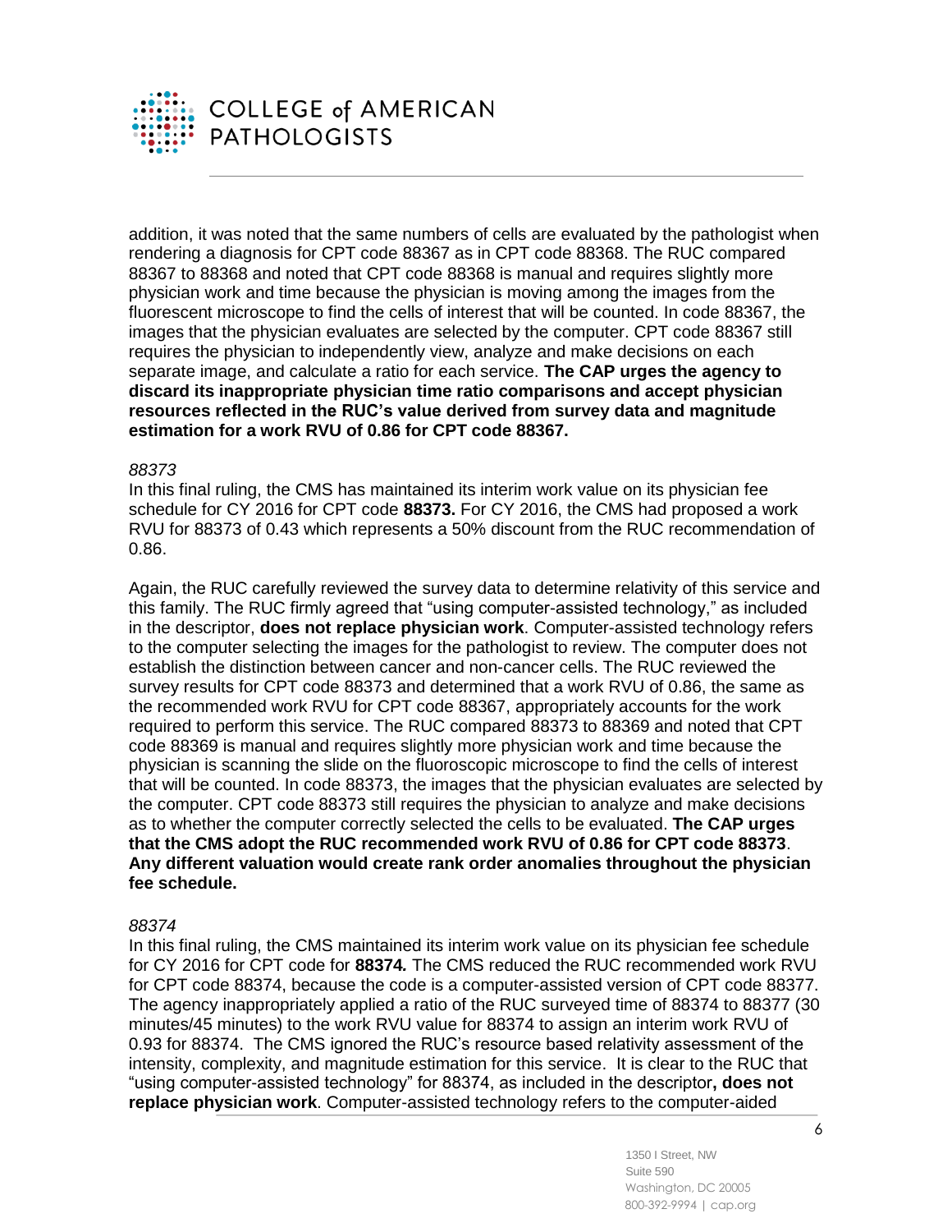addition, it was noted that the same numbers of cells are evaluated by the pathologist when rendering a diagnosis for CPT code 88367 as in CPT code 88368. The RUC compared 88367 to 88368 and noted that CPT code 88368 is manual and requires slightly more physician work and time because the physician is moving among the images from the fluorescent microscope to find the cells of interest that will be counted. In code 88367, the images that the physician evaluates are selected by the computer. CPT code 88367 still requires the physician to independently view, analyze and make decisions on each separate image, and calculate a ratio for each service. **The CAP urges the agency to discard its inappropriate physician time ratio comparisons and accept physician resources reflected in the RUC's value derived from survey data and magnitude estimation for a work RVU of 0.86 for CPT code 88367.**

*88373*

In this final ruling, the CMS has maintained its interim work value on its physician fee schedule for CY 2016 for CPT code **88373.** For CY 2016, the CMS had proposed a work RVU for 88373 of 0.43 which represents a 50% discount from the RUC recommendation of 0.86.

Again, the RUC carefully reviewed the survey data to determine relativity of this service and this family. The RUC firmly agreed that "using computer-assisted technology," as included in the descriptor, **does not replace physician work**. Computer-assisted technology refers to the computer selecting the images for the pathologist to review. The computer does not establish the distinction between cancer and non-cancer cells. The RUC reviewed the survey results for CPT code 88373 and determined that a work RVU of 0.86, the same as the recommended work RVU for CPT code 88367, appropriately accounts for the work required to perform this service. The RUC compared 88373 to 88369 and noted that CPT code 88369 is manual and requires slightly more physician work and time because the physician is scanning the slide on the fluoroscopic microscope to find the cells of interest that will be counted. In code 88373, the images that the physician evaluates are selected by the computer. CPT code 88373 still requires the physician to analyze and make decisions as to whether the computer correctly selected the cells to be evaluated. **The CAP urges that the CMS adopt the RUC recommended work RVU of 0.86 for CPT code 88373**. **Any different valuation would create rank order anomalies throughout the physician fee schedule.**

*88374*

In this final ruling, the CMS maintained its interim work value on its physician fee schedule for CY 2016 for CPT code for ***88374.*** The CMS reduced the RUC recommended work RVU for CPT code 88374, because the code is a computer-assisted version of CPT code 88377. The agency inappropriately applied a ratio of the RUC surveyed time of 88374 to 88377 (30 minutes/45 minutes) to the work RVU value for 88374 to assign an interim work RVU of 0.93 for 88374. The CMS ignored the RUC's resource based relativity assessment of the intensity, complexity, and magnitude estimation for this service. It is clear to the RUC that "using computer-assisted technology" for 88374, as included in the descriptor**, does not replace physician work**. Computer-assisted technology refers to the computer-aided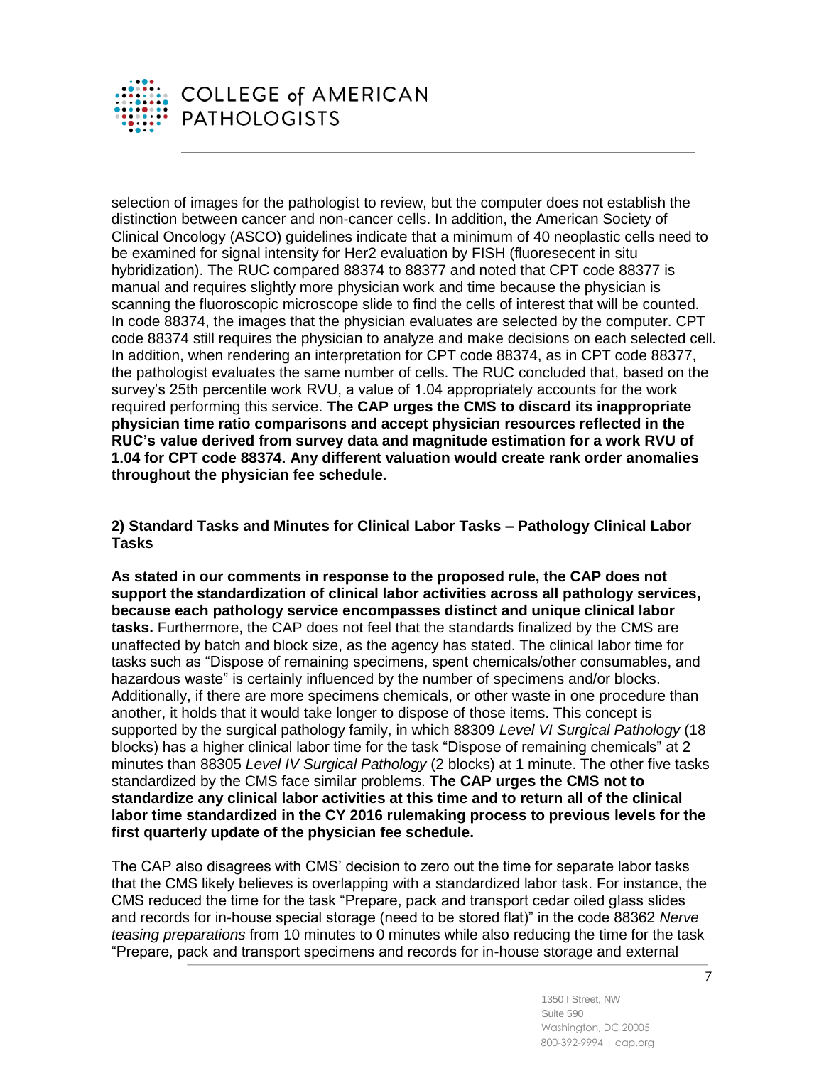selection of images for the pathologist to review, but the computer does not establish the distinction between cancer and non-cancer cells. In addition, the American Society of Clinical Oncology (ASCO) guidelines indicate that a minimum of 40 neoplastic cells need to be examined for signal intensity for Her2 evaluation by FISH (fluoresecent in situ hybridization). The RUC compared 88374 to 88377 and noted that CPT code 88377 is manual and requires slightly more physician work and time because the physician is scanning the fluoroscopic microscope slide to find the cells of interest that will be counted. In code 88374, the images that the physician evaluates are selected by the computer. CPT code 88374 still requires the physician to analyze and make decisions on each selected cell. In addition, when rendering an interpretation for CPT code 88374, as in CPT code 88377, the pathologist evaluates the same number of cells. The RUC concluded that, based on the survey's 25th percentile work RVU, a value of 1.04 appropriately accounts for the work required performing this service. **The CAP urges the CMS to discard its inappropriate physician time ratio comparisons and accept physician resources reflected in the RUC's value derived from survey data and magnitude estimation for a work RVU of 1.04 for CPT code 88374. Any different valuation would create rank order anomalies throughout the physician fee schedule.**

**2) Standard Tasks and Minutes for Clinical Labor Tasks – Pathology Clinical Labor Tasks**

**As stated in our comments in response to the proposed rule, the CAP does not support the standardization of clinical labor activities across all pathology services, because each pathology service encompasses distinct and unique clinical labor tasks.** Furthermore, the CAP does not feel that the standards finalized by the CMS are unaffected by batch and block size, as the agency has stated. The clinical labor time for tasks such as "Dispose of remaining specimens, spent chemicals/other consumables, and hazardous waste" is certainly influenced by the number of specimens and/or blocks. Additionally, if there are more specimens chemicals, or other waste in one procedure than another, it holds that it would take longer to dispose of those items. This concept is supported by the surgical pathology family, in which 88309 *Level VI Surgical Pathology* (18 blocks) has a higher clinical labor time for the task "Dispose of remaining chemicals" at 2 minutes than 88305 *Level IV Surgical Pathology* (2 blocks) at 1 minute. The other five tasks standardized by the CMS face similar problems. **The CAP urges the CMS not to standardize any clinical labor activities at this time and to return all of the clinical labor time standardized in the CY 2016 rulemaking process to previous levels for the first quarterly update of the physician fee schedule.**

The CAP also disagrees with CMS' decision to zero out the time for separate labor tasks that the CMS likely believes is overlapping with a standardized labor task. For instance, the CMS reduced the time for the task "Prepare, pack and transport cedar oiled glass slides and records for in-house special storage (need to be stored flat)" in the code 88362 *Nerve teasing preparations* from 10 minutes to 0 minutes while also reducing the time for the task "Prepare, pack and transport specimens and records for in-house storage and external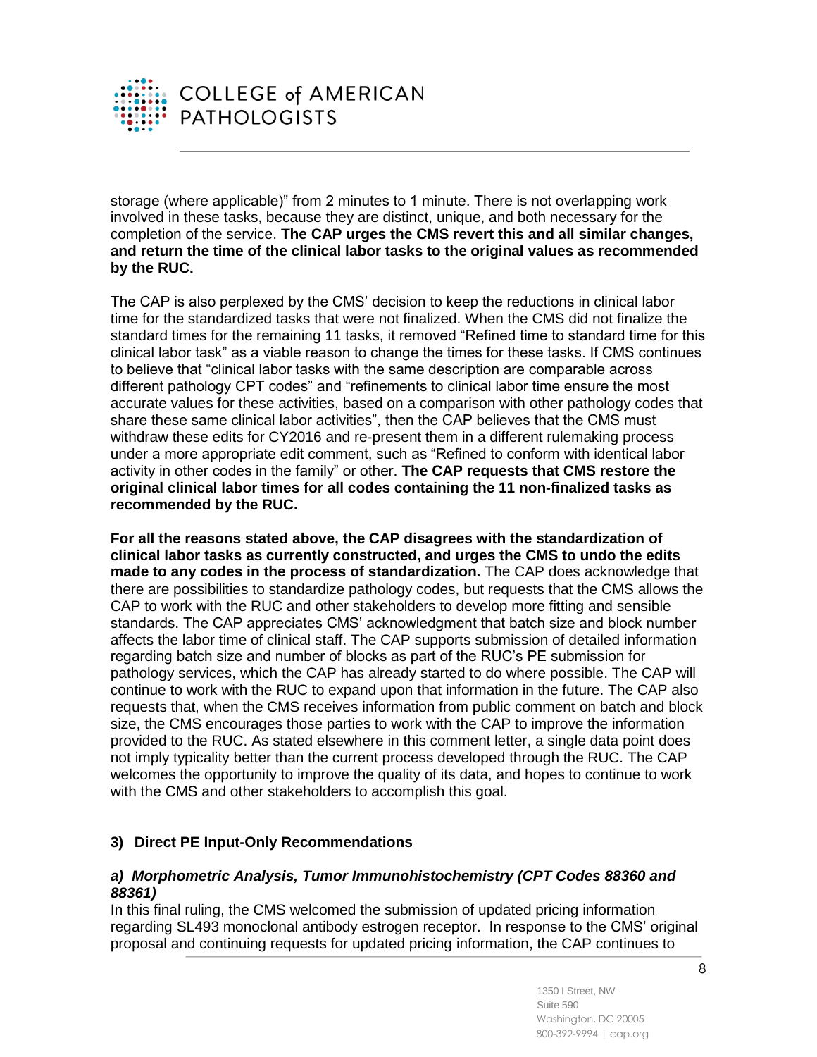storage (where applicable)" from 2 minutes to 1 minute. There is not overlapping work involved in these tasks, because they are distinct, unique, and both necessary for the completion of the service. **The CAP urges the CMS revert this and all similar changes, and return the time of the clinical labor tasks to the original values as recommended by the RUC.**

The CAP is also perplexed by the CMS' decision to keep the reductions in clinical labor time for the standardized tasks that were not finalized. When the CMS did not finalize the standard times for the remaining 11 tasks, it removed "Refined time to standard time for this clinical labor task" as a viable reason to change the times for these tasks. If CMS continues to believe that "clinical labor tasks with the same description are comparable across different pathology CPT codes" and "refinements to clinical labor time ensure the most accurate values for these activities, based on a comparison with other pathology codes that share these same clinical labor activities", then the CAP believes that the CMS must withdraw these edits for CY2016 and re-present them in a different rulemaking process under a more appropriate edit comment, such as "Refined to conform with identical labor activity in other codes in the family" or other. **The CAP requests that CMS restore the original clinical labor times for all codes containing the 11 non-finalized tasks as recommended by the RUC.**

**For all the reasons stated above, the CAP disagrees with the standardization of clinical labor tasks as currently constructed, and urges the CMS to undo the edits made to any codes in the process of standardization.** The CAP does acknowledge that there are possibilities to standardize pathology codes, but requests that the CMS allows the CAP to work with the RUC and other stakeholders to develop more fitting and sensible standards. The CAP appreciates CMS' acknowledgment that batch size and block number affects the labor time of clinical staff. The CAP supports submission of detailed information regarding batch size and number of blocks as part of the RUC's PE submission for pathology services, which the CAP has already started to do where possible. The CAP will continue to work with the RUC to expand upon that information in the future. The CAP also requests that, when the CMS receives information from public comment on batch and block size, the CMS encourages those parties to work with the CAP to improve the information provided to the RUC. As stated elsewhere in this comment letter, a single data point does not imply typicality better than the current process developed through the RUC. The CAP welcomes the opportunity to improve the quality of its data, and hopes to continue to work with the CMS and other stakeholders to accomplish this goal.

### 3) Direct PE Input-Only Recommendations

#### *a) Morphometric Analysis, Tumor Immunohistochemistry (CPT Codes 88360 and 88361)*

In this final ruling, the CMS welcomed the submission of updated pricing information regarding SL493 monoclonal antibody estrogen receptor. In response to the CMS' original proposal and continuing requests for updated pricing information, the CAP continues to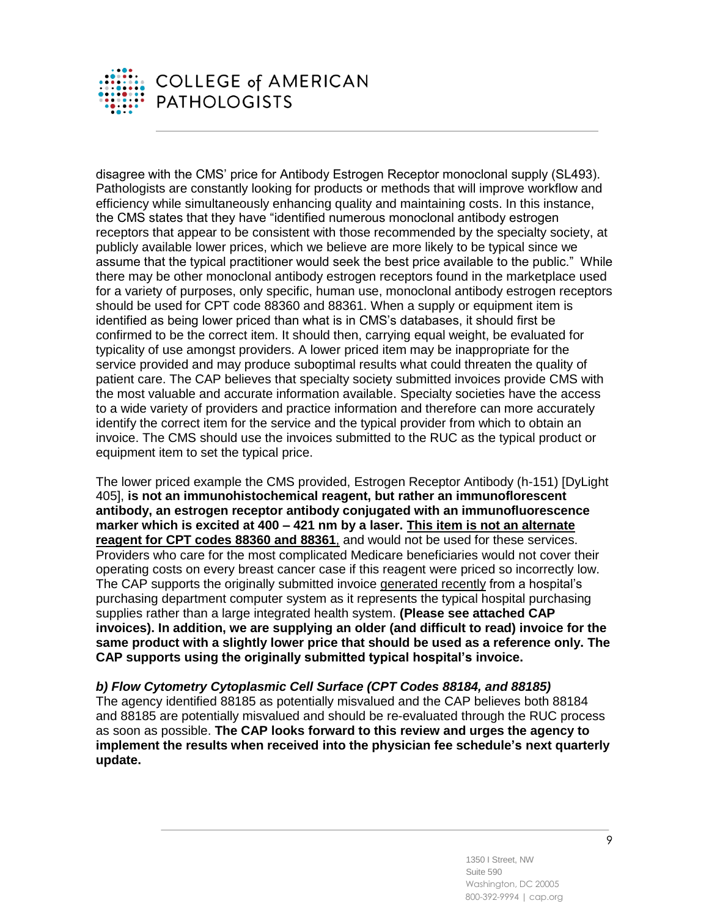disagree with the CMS' price for Antibody Estrogen Receptor monoclonal supply (SL493). Pathologists are constantly looking for products or methods that will improve workflow and efficiency while simultaneously enhancing quality and maintaining costs. In this instance, the CMS states that they have "identified numerous monoclonal antibody estrogen receptors that appear to be consistent with those recommended by the specialty society, at publicly available lower prices, which we believe are more likely to be typical since we assume that the typical practitioner would seek the best price available to the public." While there may be other monoclonal antibody estrogen receptors found in the marketplace used for a variety of purposes, only specific, human use, monoclonal antibody estrogen receptors should be used for CPT code 88360 and 88361. When a supply or equipment item is identified as being lower priced than what is in CMS's databases, it should first be confirmed to be the correct item. It should then, carrying equal weight, be evaluated for typicality of use amongst providers. A lower priced item may be inappropriate for the service provided and may produce suboptimal results what could threaten the quality of patient care. The CAP believes that specialty society submitted invoices provide CMS with the most valuable and accurate information available. Specialty societies have the access to a wide variety of providers and practice information and therefore can more accurately identify the correct item for the service and the typical provider from which to obtain an invoice. The CMS should use the invoices submitted to the RUC as the typical product or equipment item to set the typical price.

The lower priced example the CMS provided, Estrogen Receptor Antibody (h-151) [DyLight 405], **is not an immunohistochemical reagent, but rather an immunoflorescent antibody, an estrogen receptor antibody conjugated with an immunofluorescence marker which is excited at 400 – 421 nm by a laser. <u>This item is not an alternate reagent for CPT codes 88360 and 88361</u>**, and would not be used for these services. Providers who care for the most complicated Medicare beneficiaries would not cover their operating costs on every breast cancer case if this reagent were priced so incorrectly low. The CAP supports the originally submitted invoice <u>generated recently</u> from a hospital's purchasing department computer system as it represents the typical hospital purchasing supplies rather than a large integrated health system. **(Please see attached CAP invoices). In addition, we are supplying an older (and difficult to read) invoice for the same product with a slightly lower price that should be used as a reference only. The CAP supports using the originally submitted typical hospital's invoice.**

***b) Flow Cytometry Cytoplasmic Cell Surface (CPT Codes 88184, and 88185)***

The agency identified 88185 as potentially misvalued and the CAP believes both 88184 and 88185 are potentially misvalued and should be re-evaluated through the RUC process as soon as possible. **The CAP looks forward to this review and urges the agency to implement the results when received into the physician fee schedule's next quarterly update.**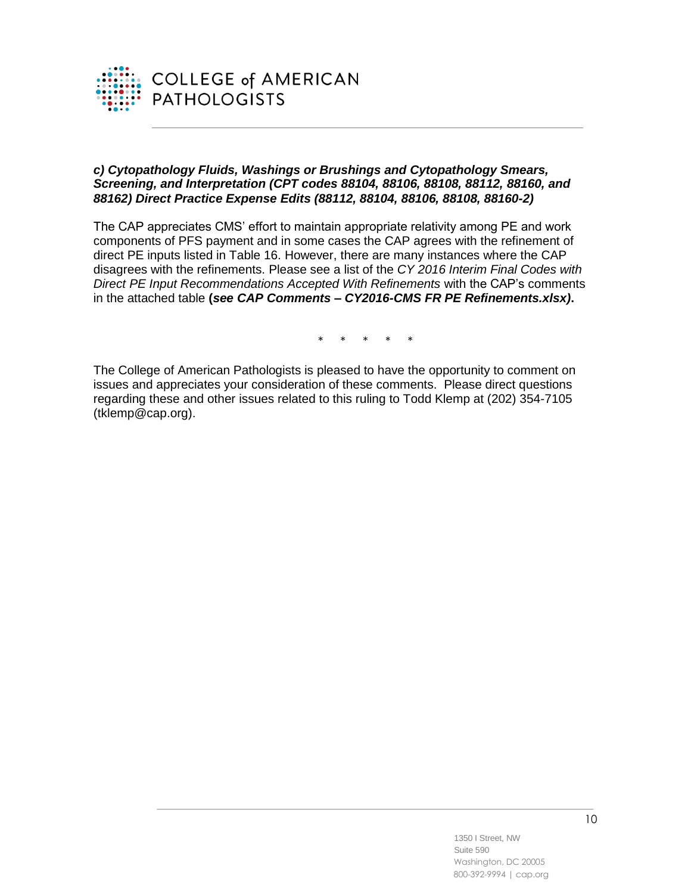***c) Cytopathology Fluids, Washings or Brushings and Cytopathology Smears, Screening, and Interpretation (CPT codes 88104, 88106, 88108, 88112, 88160, and 88162) Direct Practice Expense Edits (88112, 88104, 88106, 88108, 88160-2)***

The CAP appreciates CMS' effort to maintain appropriate relativity among PE and work components of PFS payment and in some cases the CAP agrees with the refinement of direct PE inputs listed in Table 16. However, there are many instances where the CAP disagrees with the refinements. Please see a list of the *CY 2016 Interim Final Codes with Direct PE Input Recommendations Accepted With Refinements* with the CAP's comments in the attached table **(*see CAP Comments – CY2016-CMS FR PE Refinements.xlsx)*.**

\* \* \* \* \*

The College of American Pathologists is pleased to have the opportunity to comment on issues and appreciates your consideration of these comments. Please direct questions regarding these and other issues related to this ruling to Todd Klemp at (202) 354-7105 (tklemp@cap.org).